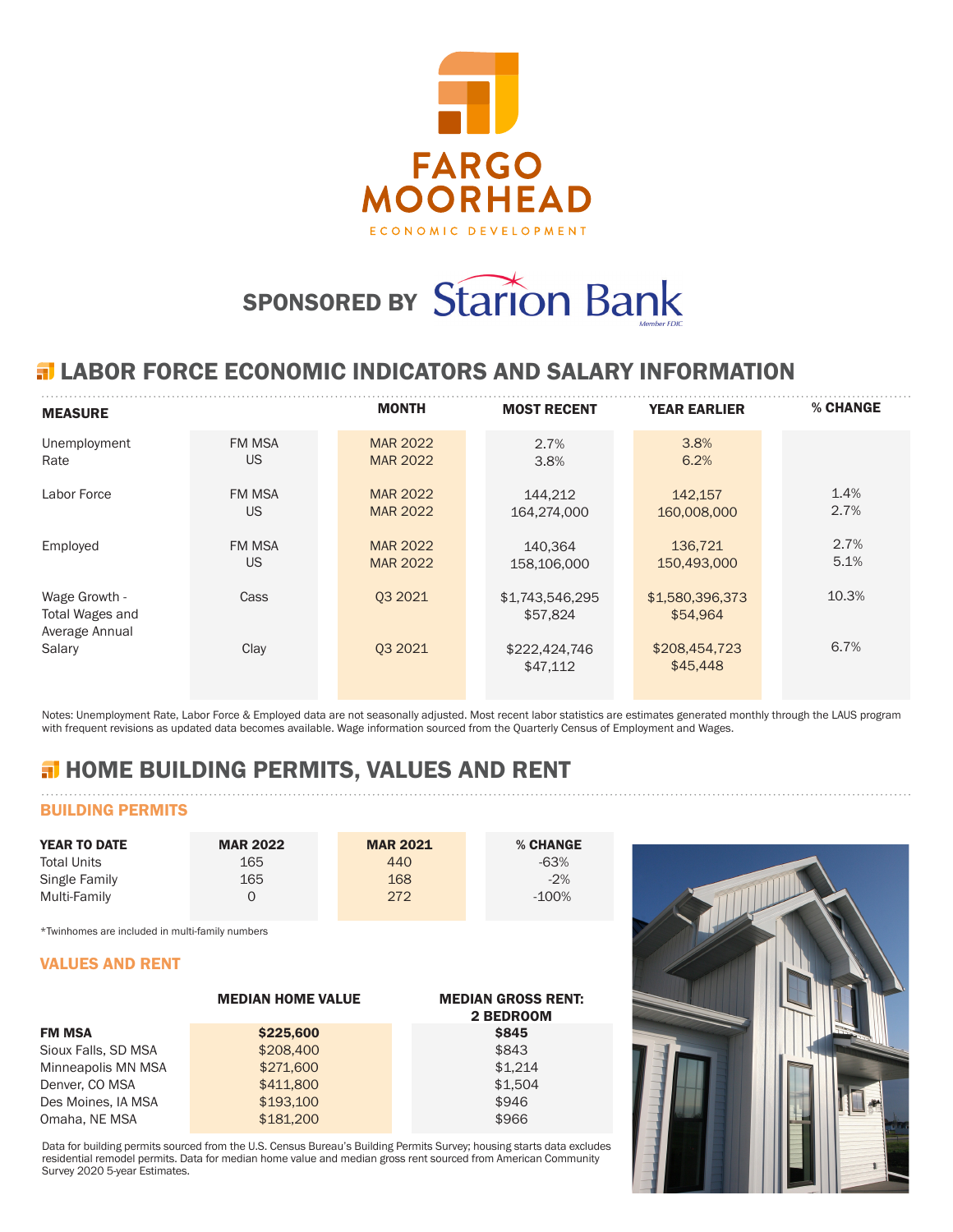# FARGO MOORHEAD

ECONOMIC DEVELOPMENT

**SPONSORED BY** Starion Bank

Member FDIC

## LABOR FORCE ECONOMIC INDICATORS AND SALARY INFORMATION

| MEASURE | | MONTH | MOST RECENT | YEAR EARLIER | % CHANGE |
|---|---|---|---|---|---|
| Unemployment Rate | FM MSA | MAR 2022 | 2.7% | 3.8% | |
| | US | MAR 2022 | 3.8% | 6.2% | |
| Labor Force | FM MSA | MAR 2022 | 144,212 | 142,157 | 1.4% |
| | US | MAR 2022 | 164,274,000 | 160,008,000 | 2.7% |
| Employed | FM MSA | MAR 2022 | 140,364 | 136,721 | 2.7% |
| | US | MAR 2022 | 158,106,000 | 150,493,000 | 5.1% |
| Wage Growth - Total Wages and Average Annual Salary | Cass | Q3 2021 | $1,743,546,295 | $1,580,396,373 | 10.3% |
| | | | $57,824 | $54,964 | |
| | Clay | Q3 2021 | $222,424,746 | $208,454,723 | 6.7% |
| | | | $47,112 | $45,448 | |

Notes: Unemployment Rate, Labor Force & Employed data are not seasonally adjusted. Most recent labor statistics are estimates generated monthly through the LAUS program with frequent revisions as updated data becomes available. Wage information sourced from the Quarterly Census of Employment and Wages.

## HOME BUILDING PERMITS, VALUES AND RENT

### BUILDING PERMITS

| YEAR TO DATE | MAR 2022 | MAR 2021 | % CHANGE |
|---|---|---|---|
| Total Units | 165 | 440 | -63% |
| Single Family | 165 | 168 | -2% |
| Multi-Family | 0 | 272 | -100% |

*Twinhomes are included in multi-family numbers

### VALUES AND RENT

| | MEDIAN HOME VALUE | MEDIAN GROSS RENT: 2 BEDROOM |
|---|---|---|
| **FM MSA** | **$225,600** | **$845** |
| Sioux Falls, SD MSA | $208,400 | $843 |
| Minneapolis MN MSA | $271,600 | $1,214 |
| Denver, CO MSA | $411,800 | $1,504 |
| Des Moines, IA MSA | $193,100 | $946 |
| Omaha, NE MSA | $181,200 | $966 |

Data for building permits sourced from the U.S. Census Bureau's Building Permits Survey; housing starts data excludes residential remodel permits. Data for median home value and median gross rent sourced from American Community Survey 2020 5-year Estimates.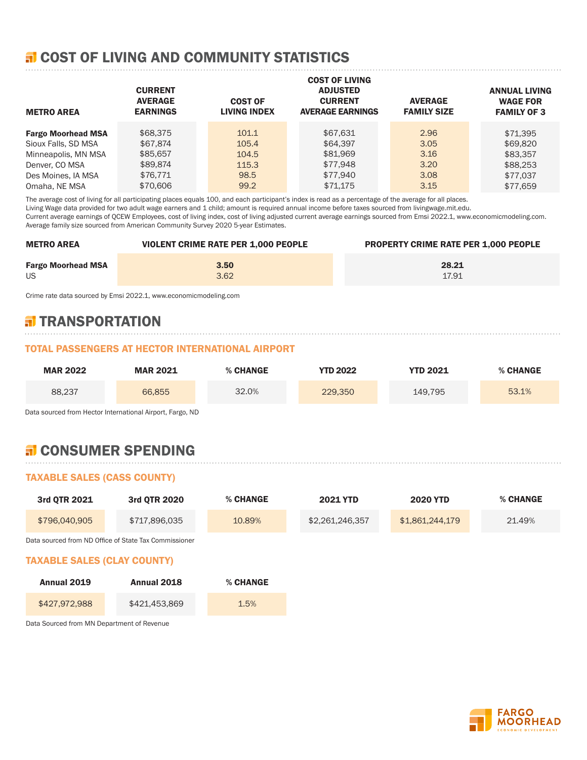## COST OF LIVING AND COMMUNITY STATISTICS

| METRO AREA | CURRENT AVERAGE EARNINGS | COST OF LIVING INDEX | COST OF LIVING ADJUSTED CURRENT AVERAGE EARNINGS | AVERAGE FAMILY SIZE | ANNUAL LIVING WAGE FOR FAMILY OF 3 |
|---|---|---|---|---|---|
| **Fargo Moorhead MSA** | $68,375 | 101.1 | $67,631 | 2.96 | $71,395 |
| Sioux Falls, SD MSA | $67,874 | 105.4 | $64,397 | 3.05 | $69,820 |
| Minneapolis, MN MSA | $85,657 | 104.5 | $81,969 | 3.16 | $83,357 |
| Denver, CO MSA | $89,874 | 115.3 | $77,948 | 3.20 | $88,253 |
| Des Moines, IA MSA | $76,771 | 98.5 | $77,940 | 3.08 | $77,037 |
| Omaha, NE MSA | $70,606 | 99.2 | $71,175 | 3.15 | $77,659 |

The average cost of living for all participating places equals 100, and each participant's index is read as a percentage of the average for all places.
Living Wage data provided for two adult wage earners and 1 child; amount is required annual income before taxes sourced from livingwage.mit.edu.
Current average earnings of QCEW Employees, cost of living index, cost of living adjusted current average earnings sourced from Emsi 2022.1, www.economicmodeling.com.
Average family size sourced from American Community Survey 2020 5-year Estimates.

| METRO AREA | VIOLENT CRIME RATE PER 1,000 PEOPLE | PROPERTY CRIME RATE PER 1,000 PEOPLE |
|---|---|---|
| **Fargo Moorhead MSA** | **3.50** | **28.21** |
| US | 3.62 | 17.91 |

Crime rate data sourced by Emsi 2022.1, www.economicmodeling.com

## TRANSPORTATION

### TOTAL PASSENGERS AT HECTOR INTERNATIONAL AIRPORT

| MAR 2022 | MAR 2021 | % CHANGE | YTD 2022 | YTD 2021 | % CHANGE |
|---|---|---|---|---|---|
| 88,237 | 66,855 | 32.0% | 229,350 | 149,795 | 53.1% |

Data sourced from Hector International Airport, Fargo, ND

## CONSUMER SPENDING

### TAXABLE SALES (CASS COUNTY)

| 3rd QTR 2021 | 3rd QTR 2020 | % CHANGE | 2021 YTD | 2020 YTD | % CHANGE |
|---|---|---|---|---|---|
| $796,040,905 | $717,896,035 | 10.89% | $2,261,246,357 | $1,861,244,179 | 21.49% |

Data sourced from ND Office of State Tax Commissioner

### TAXABLE SALES (CLAY COUNTY)

| Annual 2019 | Annual 2018 | % CHANGE |
|---|---|---|
| $427,972,988 | $421,453,869 | 1.5% |

Data Sourced from MN Department of Revenue

FARGO MOORHEAD ECONOMIC DEVELOPMENT